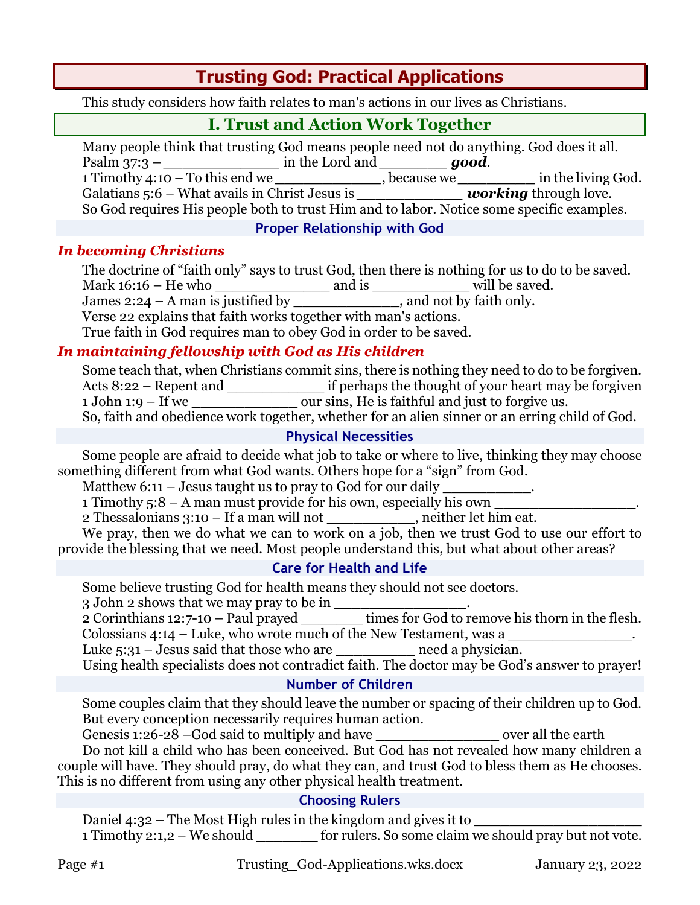# Trusting God: Practical Applications

This study considers how faith relates to man's actions in our lives as Christians.

## I. Trust and Action Work Together

Many people think that trusting God means people need not do anything. God does it all.

Psalm 37:3 – _____________ in the Lord and ________ ***good***.

1 Timothy 4:10 – To this end we ____________, because we _________ in the living God.

Galatians 5:6 – What avails in Christ Jesus is ____________ ***working*** through love.

So God requires His people both to trust Him and to labor. Notice some specific examples.

### Proper Relationship with God

#### *In becoming Christians*

The doctrine of "faith only" says to trust God, then there is nothing for us to do to be saved.

Mark 16:16 – He who _____________ and is ___________ will be saved.

James 2:24 – A man is justified by ____________, and not by faith only.

Verse 22 explains that faith works together with man's actions.

True faith in God requires man to obey God in order to be saved.

#### *In maintaining fellowship with God as His children*

Some teach that, when Christians commit sins, there is nothing they need to do to be forgiven.

Acts 8:22 – Repent and ___________ if perhaps the thought of your heart may be forgiven

1 John 1:9 – If we ____________ our sins, He is faithful and just to forgive us.

So, faith and obedience work together, whether for an alien sinner or an erring child of God.

### Physical Necessities

Some people are afraid to decide what job to take or where to live, thinking they may choose something different from what God wants. Others hope for a "sign" from God.

Matthew 6:11 – Jesus taught us to pray to God for our daily __________.

1 Timothy 5:8 – A man must provide for his own, especially his own ________________.

2 Thessalonians 3:10 – If a man will not __________, neither let him eat.

We pray, then we do what we can to work on a job, then we trust God to use our effort to provide the blessing that we need. Most people understand this, but what about other areas?

### Care for Health and Life

Some believe trusting God for health means they should not see doctors.

3 John 2 shows that we may pray to be in _______________.

2 Corinthians 12:7-10 – Paul prayed _______ times for God to remove his thorn in the flesh.

Colossians 4:14 – Luke, who wrote much of the New Testament, was a ______________.

Luke 5:31 – Jesus said that those who are _________ need a physician.

Using health specialists does not contradict faith. The doctor may be God's answer to prayer!

### Number of Children

Some couples claim that they should leave the number or spacing of their children up to God. But every conception necessarily requires human action.

Genesis 1:26-28 –God said to multiply and have ______________ over all the earth

Do not kill a child who has been conceived. But God has not revealed how many children a couple will have. They should pray, do what they can, and trust God to bless them as He chooses. This is no different from using any other physical health treatment.

### Choosing Rulers

Daniel 4:32 – The Most High rules in the kingdom and gives it to ___________________

1 Timothy 2:1,2 – We should _______ for rulers. So some claim we should pray but not vote.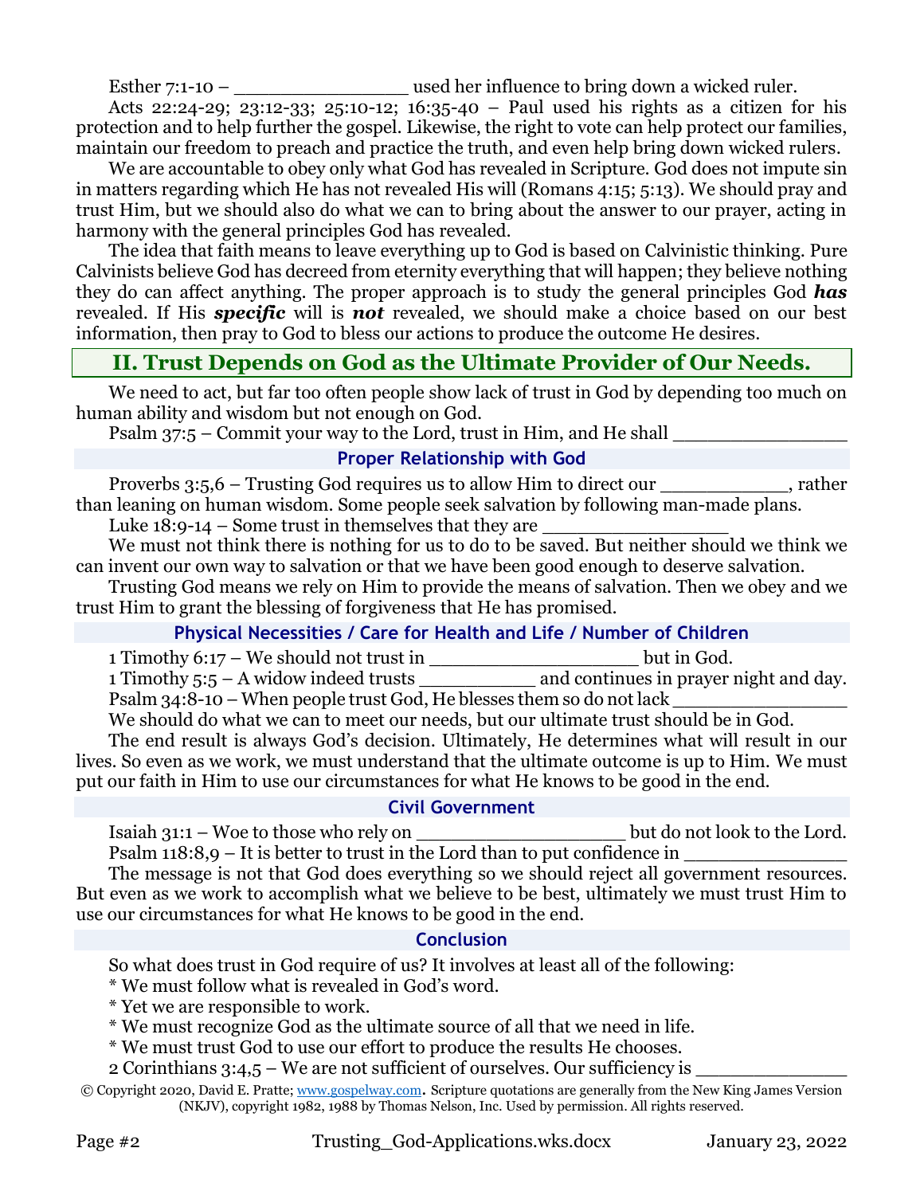Esther 7:1-10 – _______________ used her influence to bring down a wicked ruler.

Acts 22:24-29; 23:12-33; 25:10-12; 16:35-40 – Paul used his rights as a citizen for his protection and to help further the gospel. Likewise, the right to vote can help protect our families, maintain our freedom to preach and practice the truth, and even help bring down wicked rulers.

We are accountable to obey only what God has revealed in Scripture. God does not impute sin in matters regarding which He has not revealed His will (Romans 4:15; 5:13). We should pray and trust Him, but we should also do what we can to bring about the answer to our prayer, acting in harmony with the general principles God has revealed.

The idea that faith means to leave everything up to God is based on Calvinistic thinking. Pure Calvinists believe God has decreed from eternity everything that will happen; they believe nothing they do can affect anything. The proper approach is to study the general principles God ***has*** revealed. If His ***specific*** will is ***not*** revealed, we should make a choice based on our best information, then pray to God to bless our actions to produce the outcome He desires.

## II. Trust Depends on God as the Ultimate Provider of Our Needs.

We need to act, but far too often people show lack of trust in God by depending too much on human ability and wisdom but not enough on God.

Psalm 37:5 – Commit your way to the Lord, trust in Him, and He shall _______________

### Proper Relationship with God

Proverbs 3:5,6 – Trusting God requires us to allow Him to direct our ___________, rather than leaning on human wisdom. Some people seek salvation by following man-made plans.

Luke 18:9-14 – Some trust in themselves that they are ________________

We must not think there is nothing for us to do to be saved. But neither should we think we can invent our own way to salvation or that we have been good enough to deserve salvation.

Trusting God means we rely on Him to provide the means of salvation. Then we obey and we trust Him to grant the blessing of forgiveness that He has promised.

### Physical Necessities / Care for Health and Life / Number of Children

1 Timothy 6:17 – We should not trust in __________________ but in God.

1 Timothy 5:5 – A widow indeed trusts __________ and continues in prayer night and day.

Psalm 34:8-10 – When people trust God, He blesses them so do not lack _______________

We should do what we can to meet our needs, but our ultimate trust should be in God.

The end result is always God's decision. Ultimately, He determines what will result in our lives. So even as we work, we must understand that the ultimate outcome is up to Him. We must put our faith in Him to use our circumstances for what He knows to be good in the end.

### Civil Government

Isaiah 31:1 – Woe to those who rely on __________________ but do not look to the Lord.

Psalm 118:8,9 – It is better to trust in the Lord than to put confidence in ______________

The message is not that God does everything so we should reject all government resources. But even as we work to accomplish what we believe to be best, ultimately we must trust Him to use our circumstances for what He knows to be good in the end.

### Conclusion

So what does trust in God require of us? It involves at least all of the following:

* We must follow what is revealed in God's word.
* Yet we are responsible to work.
* We must recognize God as the ultimate source of all that we need in life.
* We must trust God to use our effort to produce the results He chooses.

2 Corinthians 3:4,5 – We are not sufficient of ourselves. Our sufficiency is _____________

© Copyright 2020, David E. Pratte; www.gospelway.com. Scripture quotations are generally from the New King James Version (NKJV), copyright 1982, 1988 by Thomas Nelson, Inc. Used by permission. All rights reserved.